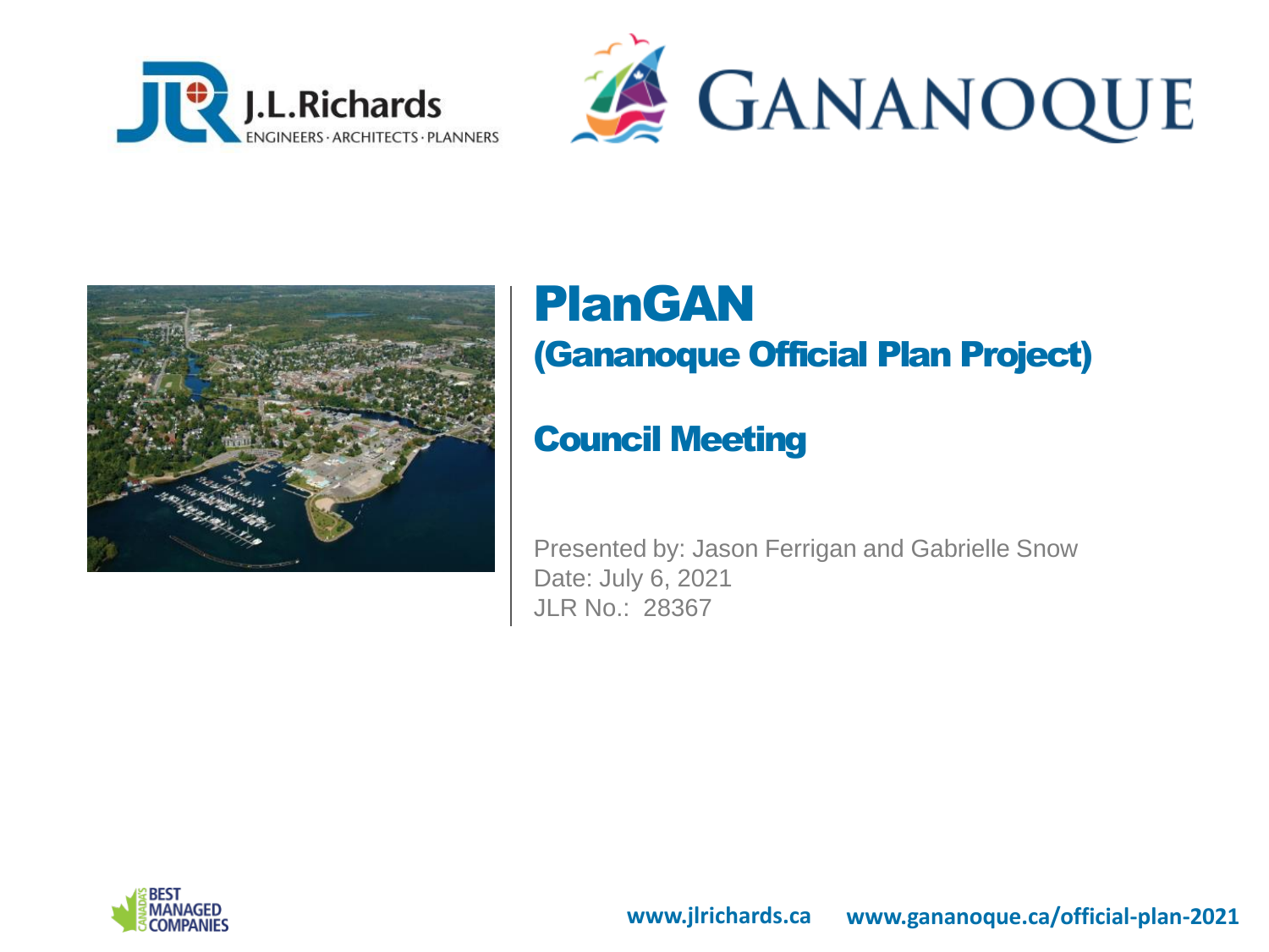J.L.Richards
ENGINEERS · ARCHITECTS · PLANNERS

GANANOQUE

# PlanGAN

## (Gananoque Official Plan Project)

## Council Meeting

Presented by: Jason Ferrigan and Gabrielle Snow
Date: July 6, 2021
JLR No.: 28367

CANADA'S BEST MANAGED COMPANIES

**www.jlrichards.ca** **www.gananoque.ca/official-plan-2021**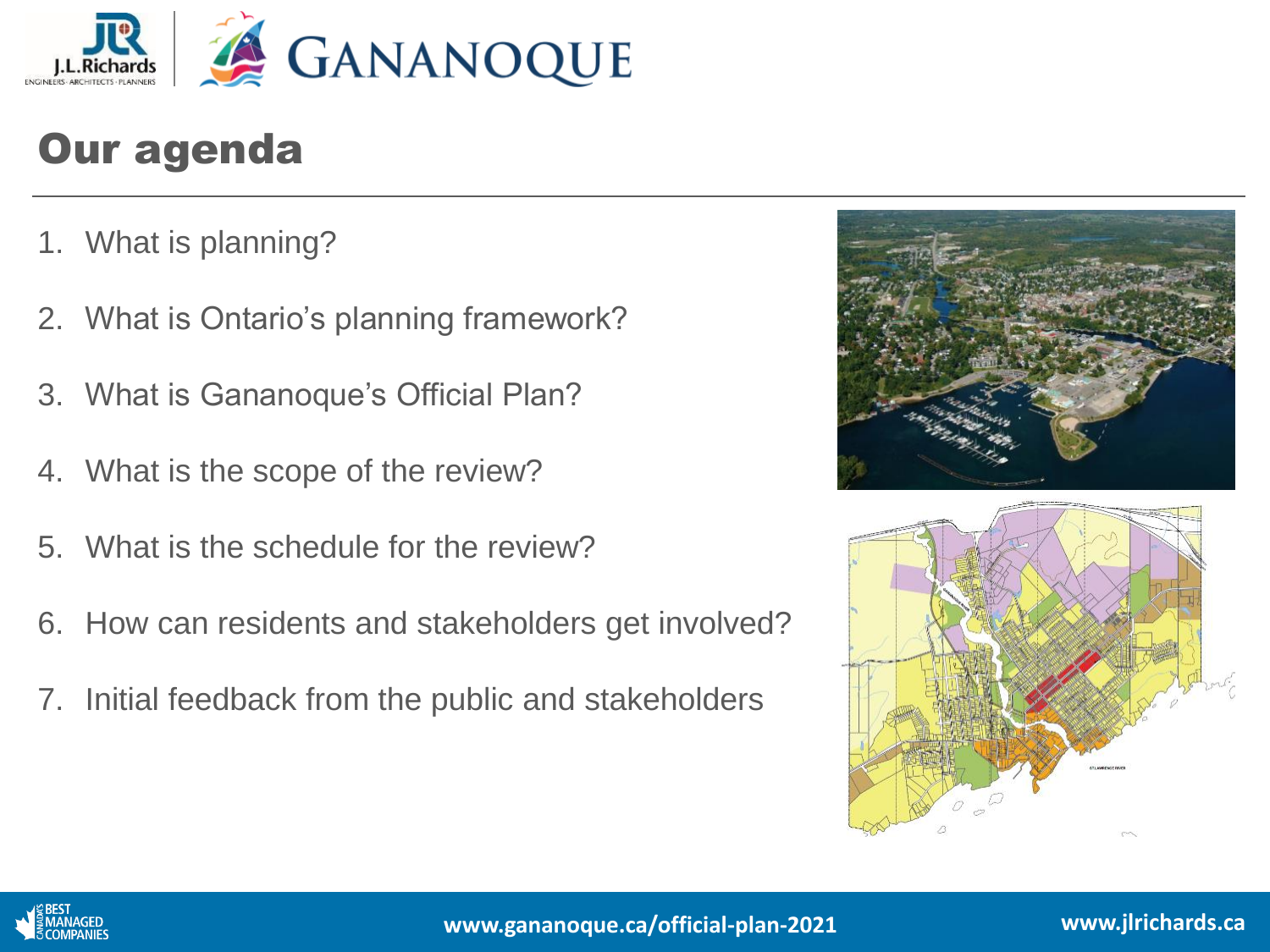## Our agenda

1. What is planning?
2. What is Ontario's planning framework?
3. What is Gananoque's Official Plan?
4. What is the scope of the review?
5. What is the schedule for the review?
6. How can residents and stakeholders get involved?
7. Initial feedback from the public and stakeholders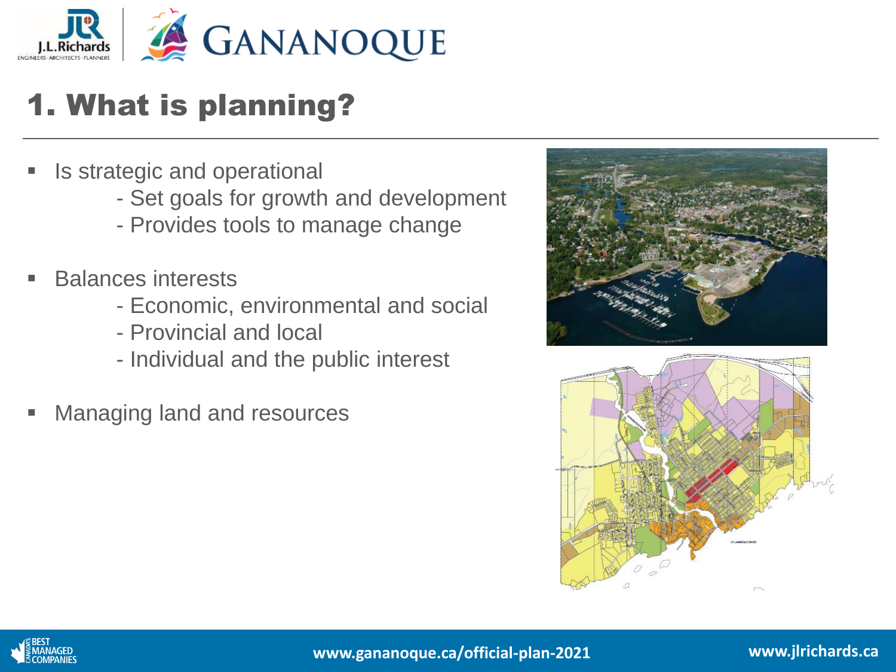# 1. What is planning?

- Is strategic and operational
  - Set goals for growth and development
  - Provides tools to manage change
- Balances interests
  - Economic, environmental and social
  - Provincial and local
  - Individual and the public interest
- Managing land and resources

www.gananoque.ca/official-plan-2021

www.jlrichards.ca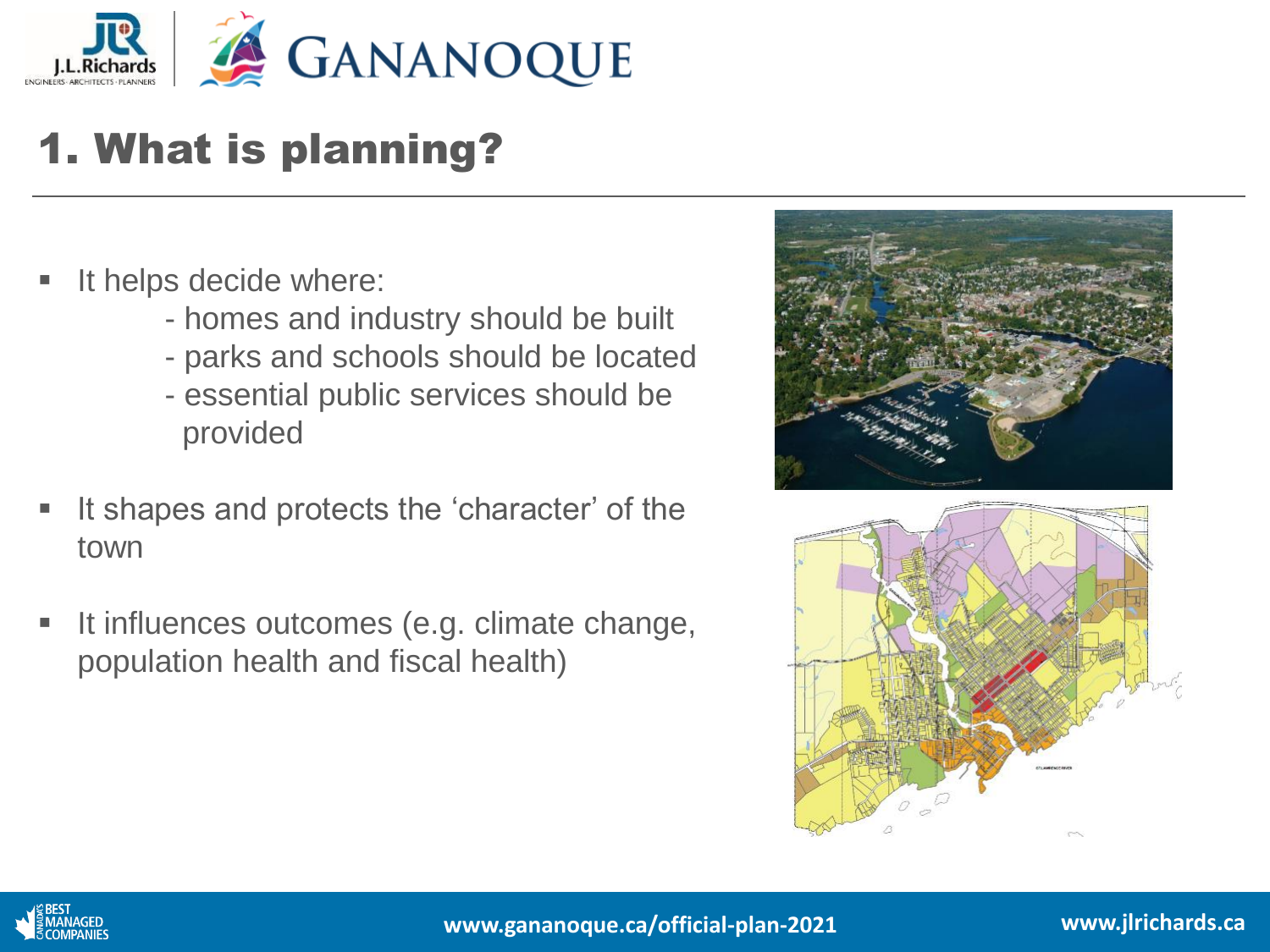# 1. What is planning?

- It helps decide where:
  - homes and industry should be built
  - parks and schools should be located
  - essential public services should be provided
- It shapes and protects the 'character' of the town
- It influences outcomes (e.g. climate change, population health and fiscal health)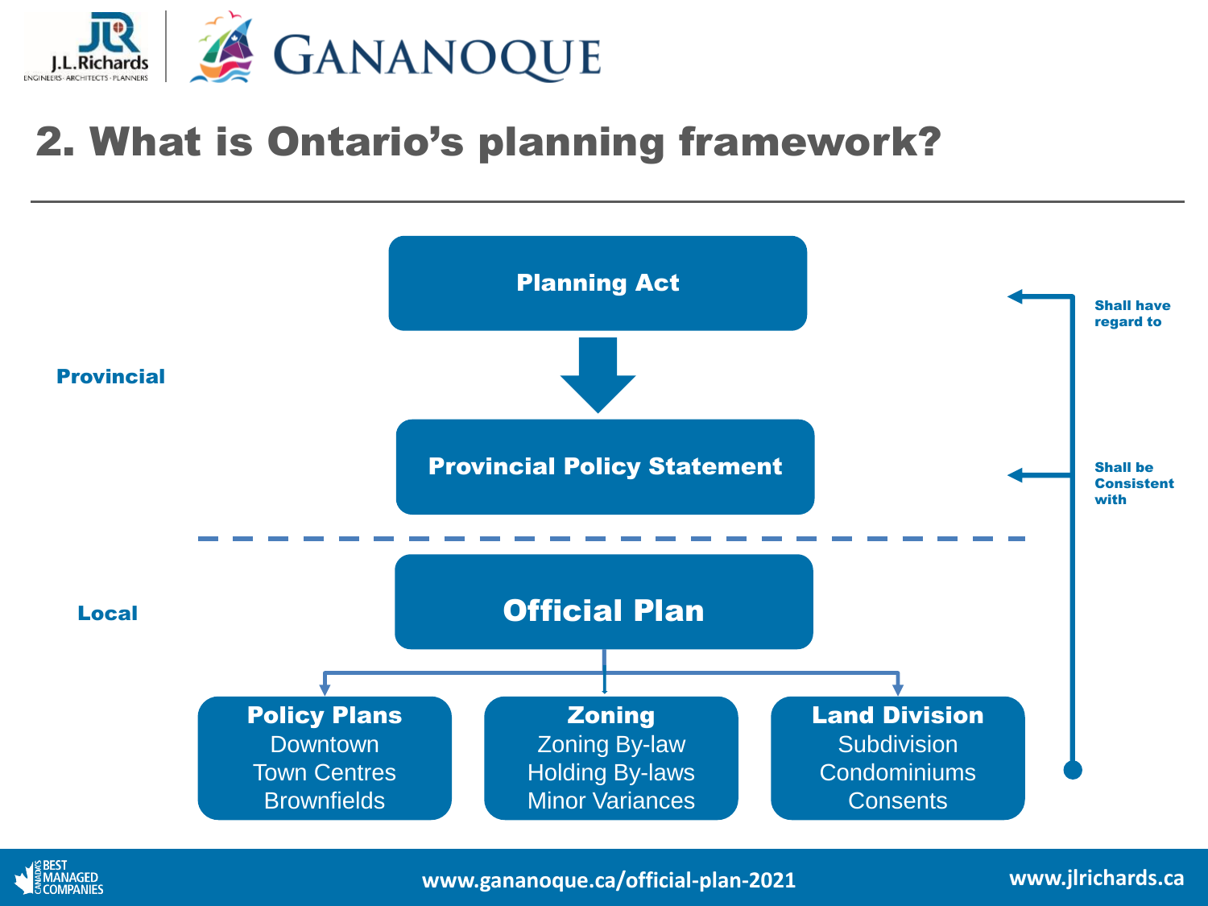## 2. What is Ontario's planning framework?

**Provincial**

**Planning Act**

**Provincial Policy Statement**

**Local**

**Official Plan**

**Policy Plans**
- Downtown
- Town Centres
- Brownfields

**Zoning**
- Zoning By-law
- Holding By-laws
- Minor Variances

**Land Division**
- Subdivision
- Condominiums
- Consents

**Shall have regard to** (Planning Act)

**Shall be Consistent with** (Provincial Policy Statement)

www.gananoque.ca/official-plan-2021

www.jlrichards.ca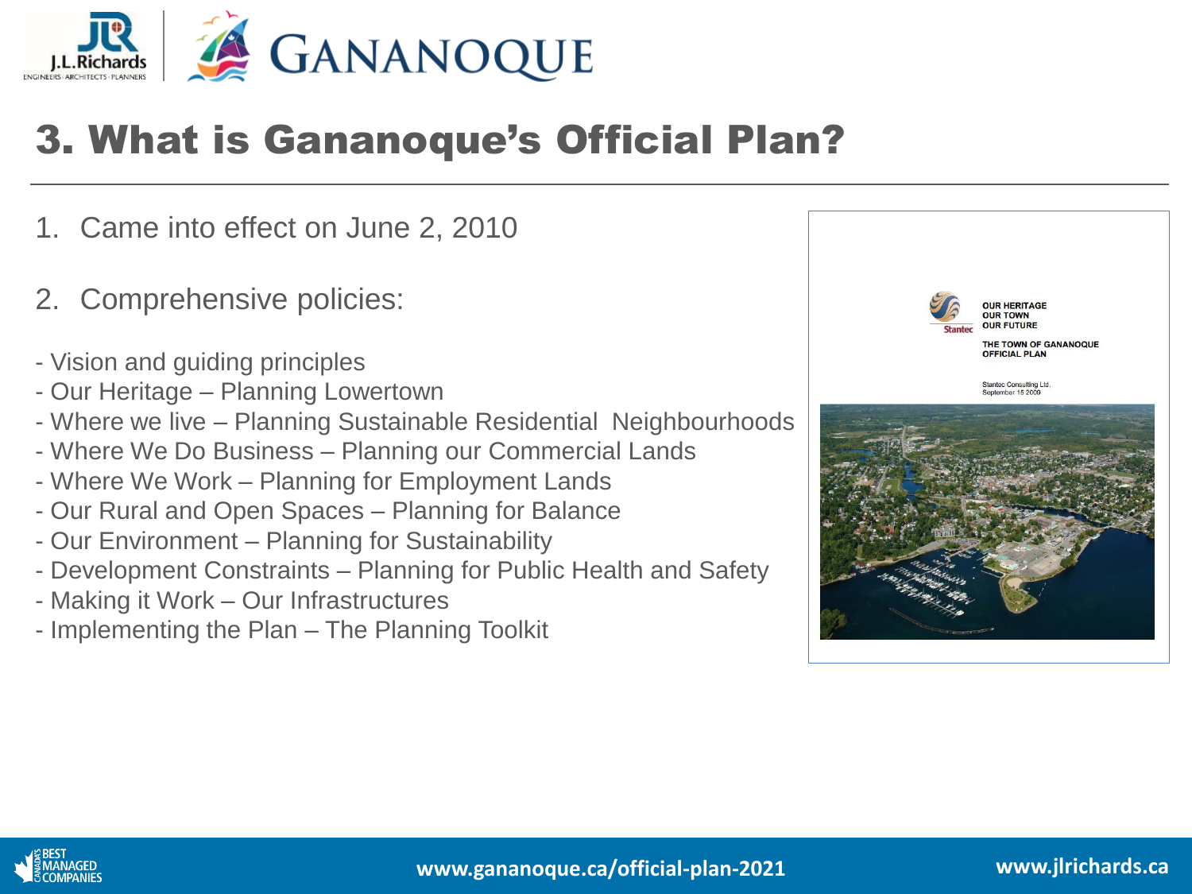# 3. What is Gananoque's Official Plan?

1. Came into effect on June 2, 2010

2. Comprehensive policies:

- Vision and guiding principles
- Our Heritage – Planning Lowertown
- Where we live – Planning Sustainable Residential Neighbourhoods
- Where We Do Business – Planning our Commercial Lands
- Where We Work – Planning for Employment Lands
- Our Rural and Open Spaces – Planning for Balance
- Our Environment – Planning for Sustainability
- Development Constraints – Planning for Public Health and Safety
- Making it Work – Our Infrastructures
- Implementing the Plan – The Planning Toolkit

OUR HERITAGE
OUR TOWN
OUR FUTURE

THE TOWN OF GANANOQUE OFFICIAL PLAN

Stantec Consulting Ltd.
September 15 2009

www.gananoque.ca/official-plan-2021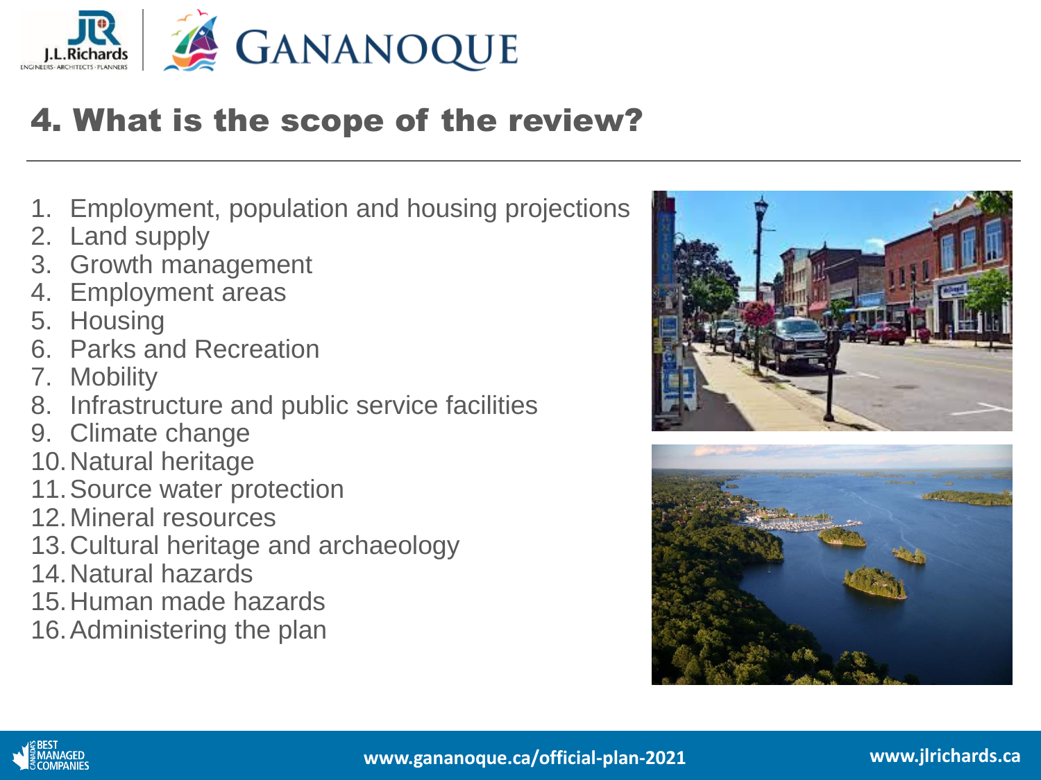## 4. What is the scope of the review?

1. Employment, population and housing projections
2. Land supply
3. Growth management
4. Employment areas
5. Housing
6. Parks and Recreation
7. Mobility
8. Infrastructure and public service facilities
9. Climate change
10. Natural heritage
11. Source water protection
12. Mineral resources
13. Cultural heritage and archaeology
14. Natural hazards
15. Human made hazards
16. Administering the plan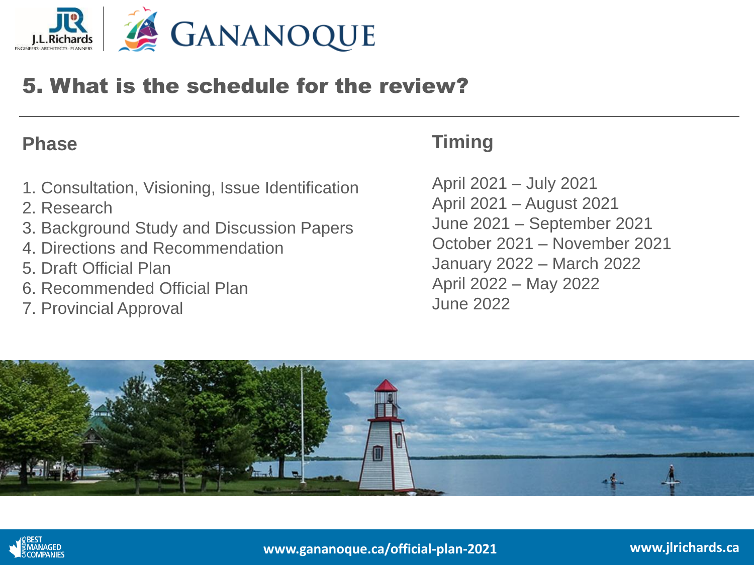## 5. What is the schedule for the review?

| Phase | Timing |
| --- | --- |
| 1. Consultation, Visioning, Issue Identification | April 2021 – July 2021 |
| 2. Research | April 2021 – August 2021 |
| 3. Background Study and Discussion Papers | June 2021 – September 2021 |
| 4. Directions and Recommendation | October 2021 – November 2021 |
| 5. Draft Official Plan | January 2022 – March 2022 |
| 6. Recommended Official Plan | April 2022 – May 2022 |
| 7. Provincial Approval | June 2022 |

www.gananoque.ca/official-plan-2021

www.jlrichards.ca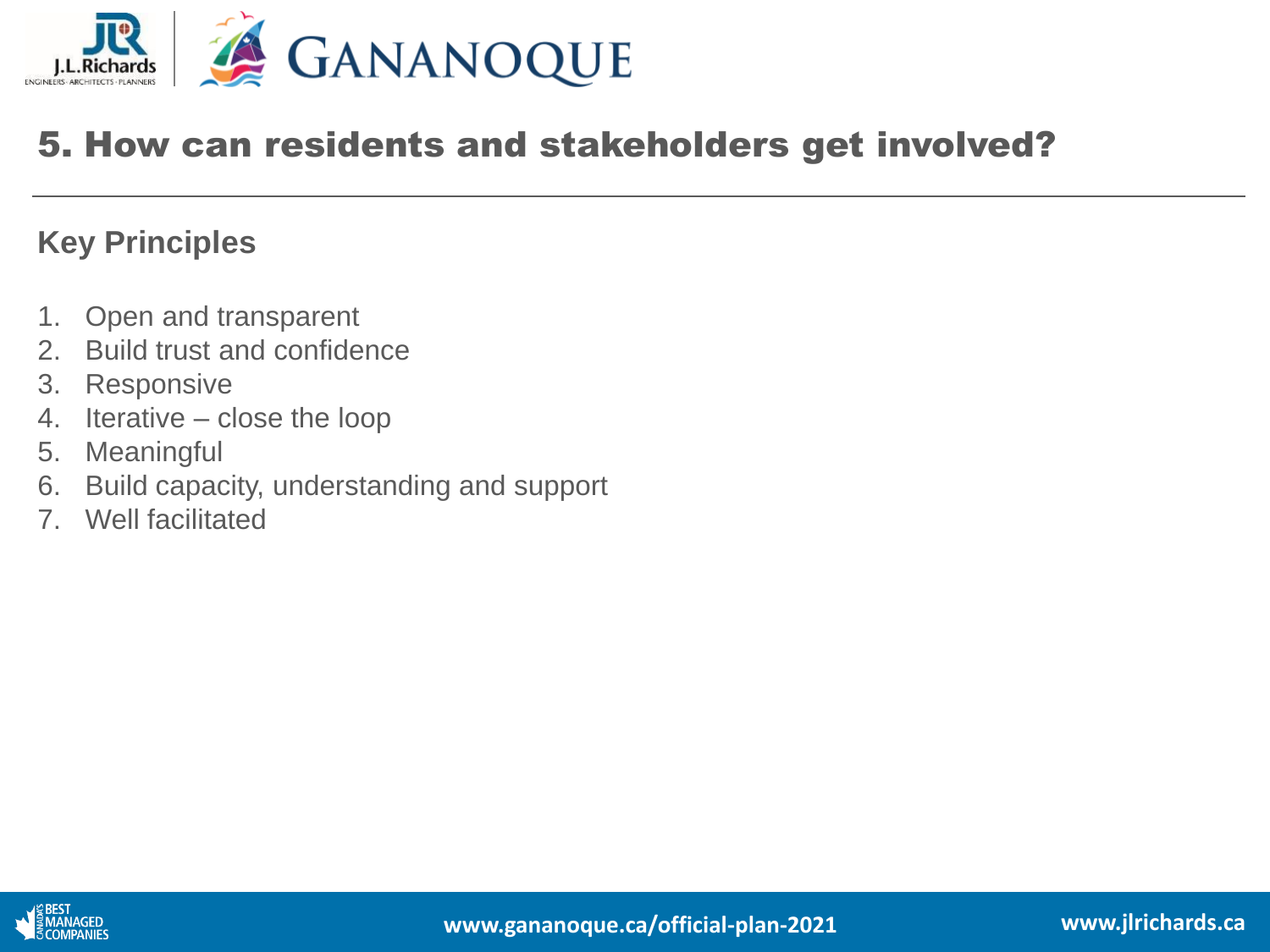# 5. How can residents and stakeholders get involved?

## Key Principles

1. Open and transparent
2. Build trust and confidence
3. Responsive
4. Iterative – close the loop
5. Meaningful
6. Build capacity, understanding and support
7. Well facilitated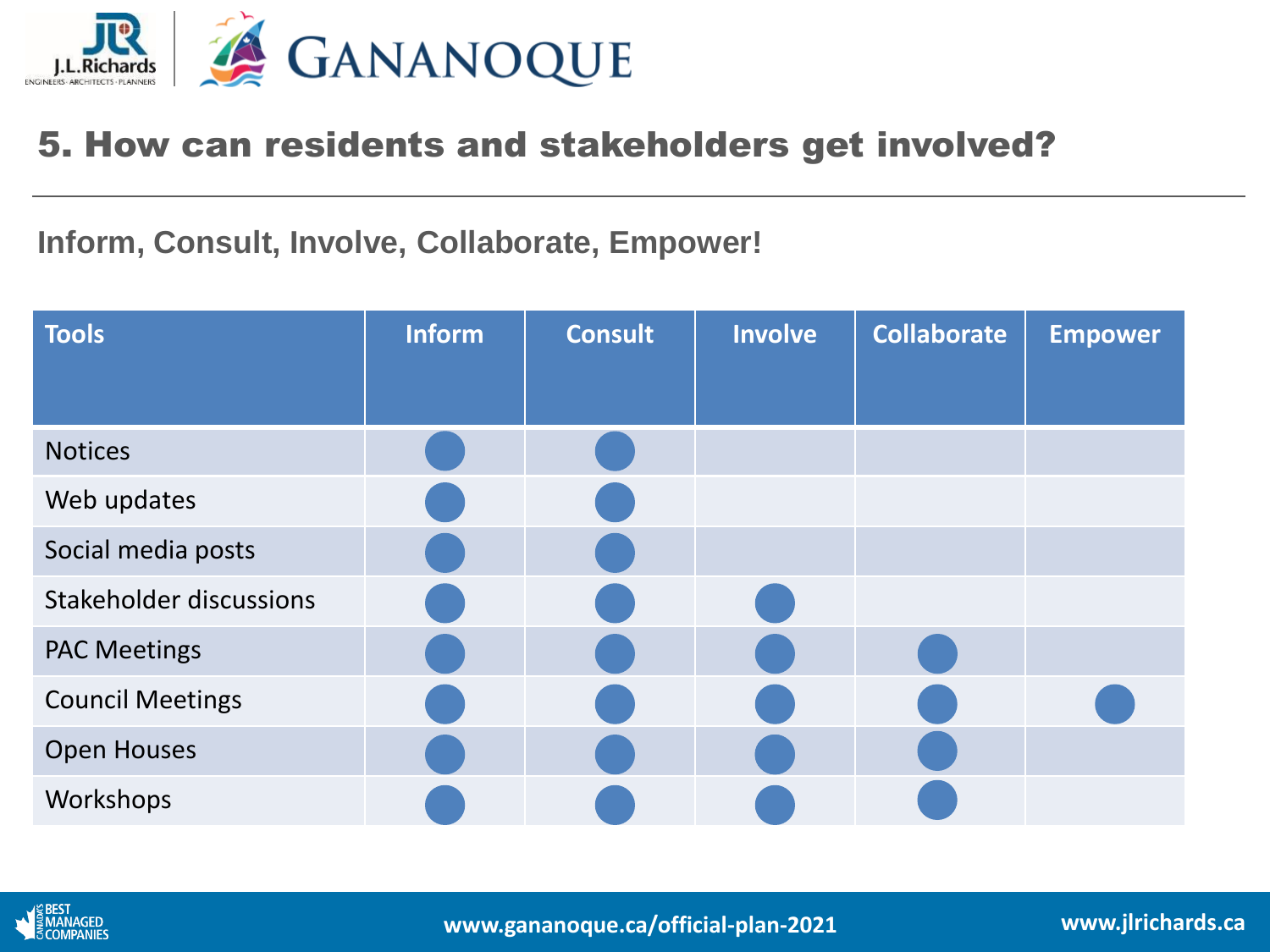## 5. How can residents and stakeholders get involved?

**Inform, Consult, Involve, Collaborate, Empower!**

| Tools | Inform | Consult | Involve | Collaborate | Empower |
|---|---|---|---|---|---|
| Notices | ● | ● | | | |
| Web updates | ● | ● | | | |
| Social media posts | ● | ● | | | |
| Stakeholder discussions | ● | ● | ● | | |
| PAC Meetings | ● | ● | ● | ● | |
| Council Meetings | ● | ● | ● | ● | ● |
| Open Houses | ● | ● | ● | ● | |
| Workshops | ● | ● | ● | ● | |

www.gananoque.ca/official-plan-2021

www.jlrichards.ca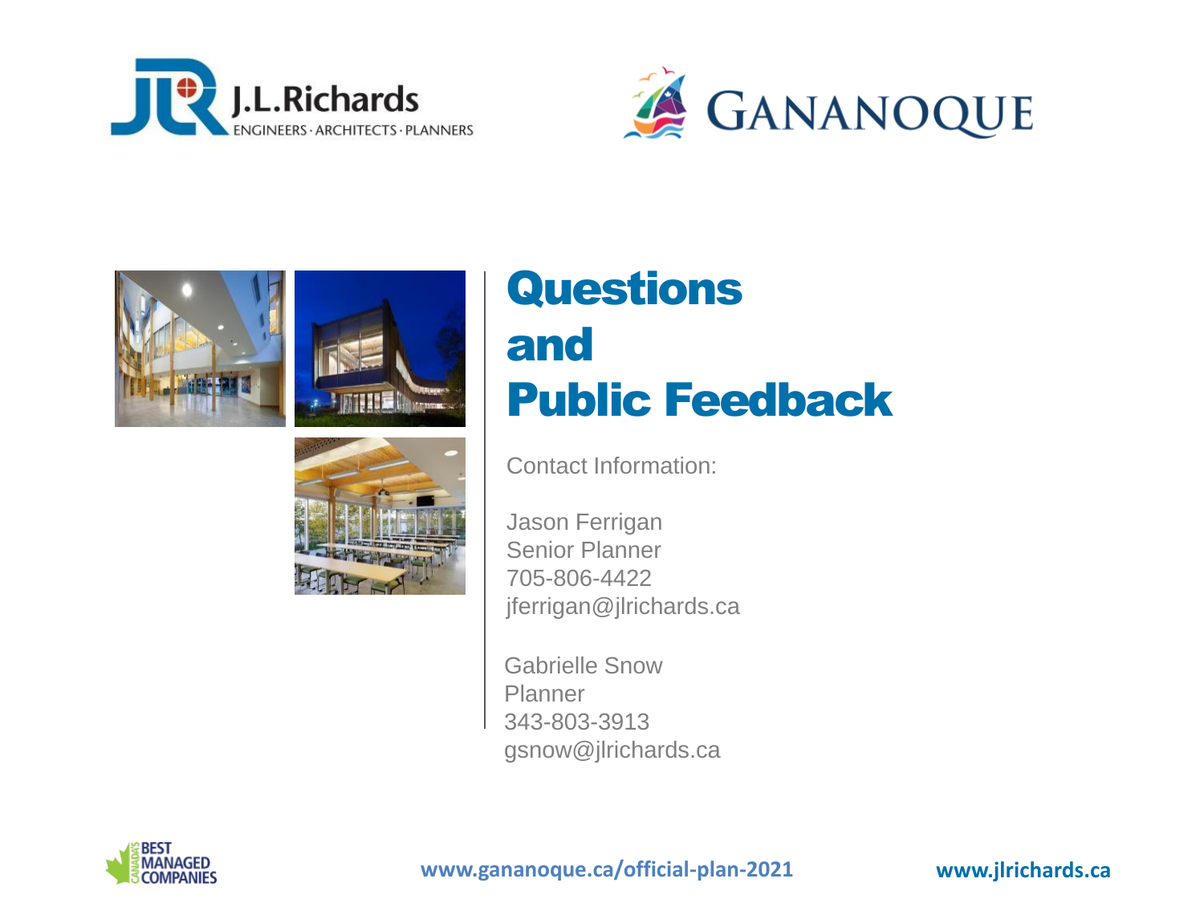# Questions and Public Feedback

Contact Information:

Jason Ferrigan
Senior Planner
705-806-4422
jferrigan@jlrichards.ca

Gabrielle Snow
Planner
343-803-3913
gsnow@jlrichards.ca

www.gananoque.ca/official-plan-2021

www.jlrichards.ca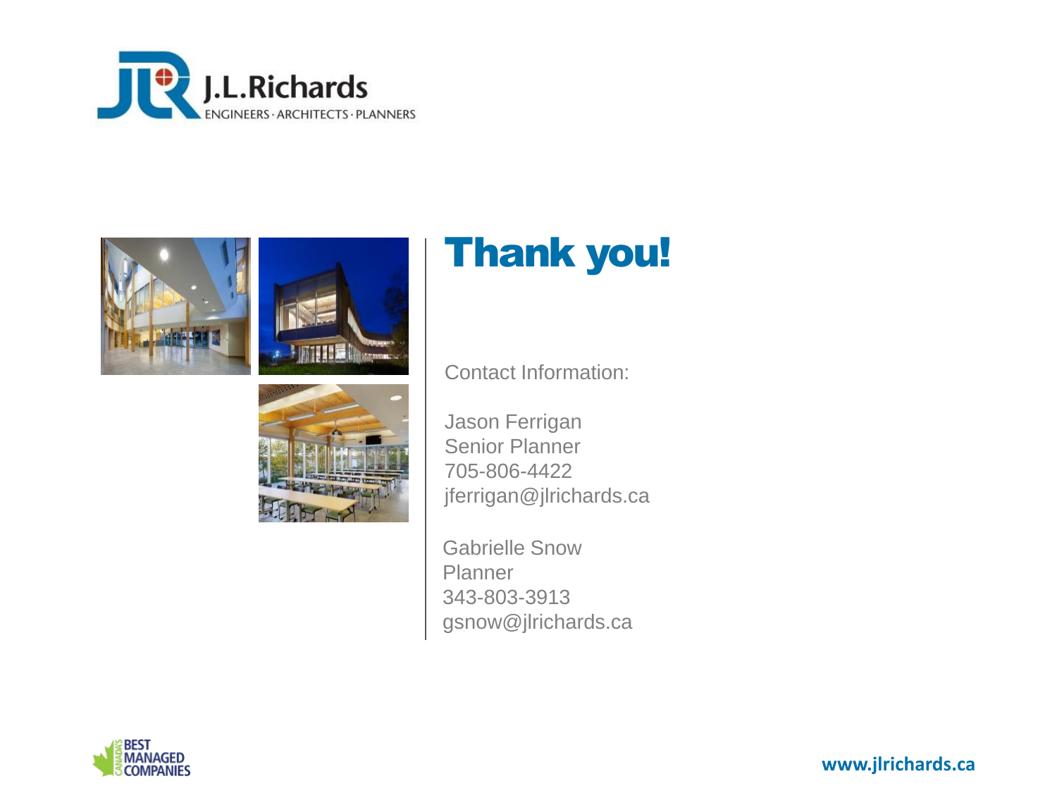J.L.Richards
ENGINEERS · ARCHITECTS · PLANNERS

# Thank you!

Contact Information:

Jason Ferrigan
Senior Planner
705-806-4422
jferrigan@jlrichards.ca

Gabrielle Snow
Planner
343-803-3913
gsnow@jlrichards.ca

CANADA'S BEST MANAGED COMPANIES

**www.jlrichards.ca**